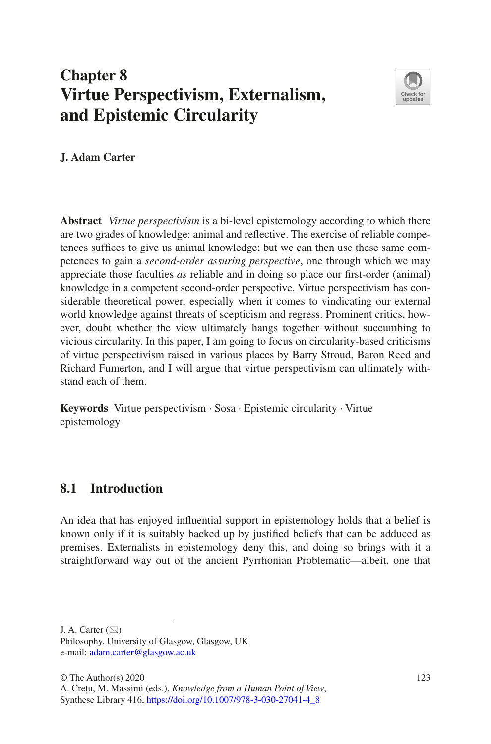# Chapter 8
# Virtue Perspectivism, Externalism, and Epistemic Circularity

**J. Adam Carter**

**Abstract** *Virtue perspectivism* is a bi-level epistemology according to which there are two grades of knowledge: animal and reflective. The exercise of reliable competences suffices to give us animal knowledge; but we can then use these same competences to gain a *second-order assuring perspective*, one through which we may appreciate those faculties *as* reliable and in doing so place our first-order (animal) knowledge in a competent second-order perspective. Virtue perspectivism has considerable theoretical power, especially when it comes to vindicating our external world knowledge against threats of scepticism and regress. Prominent critics, however, doubt whether the view ultimately hangs together without succumbing to vicious circularity. In this paper, I am going to focus on circularity-based criticisms of virtue perspectivism raised in various places by Barry Stroud, Baron Reed and Richard Fumerton, and I will argue that virtue perspectivism can ultimately withstand each of them.

**Keywords** Virtue perspectivism · Sosa · Epistemic circularity · Virtue epistemology

## 8.1 Introduction

An idea that has enjoyed influential support in epistemology holds that a belief is known only if it is suitably backed up by justified beliefs that can be adduced as premises. Externalists in epistemology deny this, and doing so brings with it a straightforward way out of the ancient Pyrrhonian Problematic—albeit, one that

---

J. A. Carter (✉)
Philosophy, University of Glasgow, Glasgow, UK
e-mail: adam.carter@glasgow.ac.uk

© The Author(s) 2020
A. Crețu, M. Massimi (eds.), *Knowledge from a Human Point of View*, Synthese Library 416, https://doi.org/10.1007/978-3-030-27041-4_8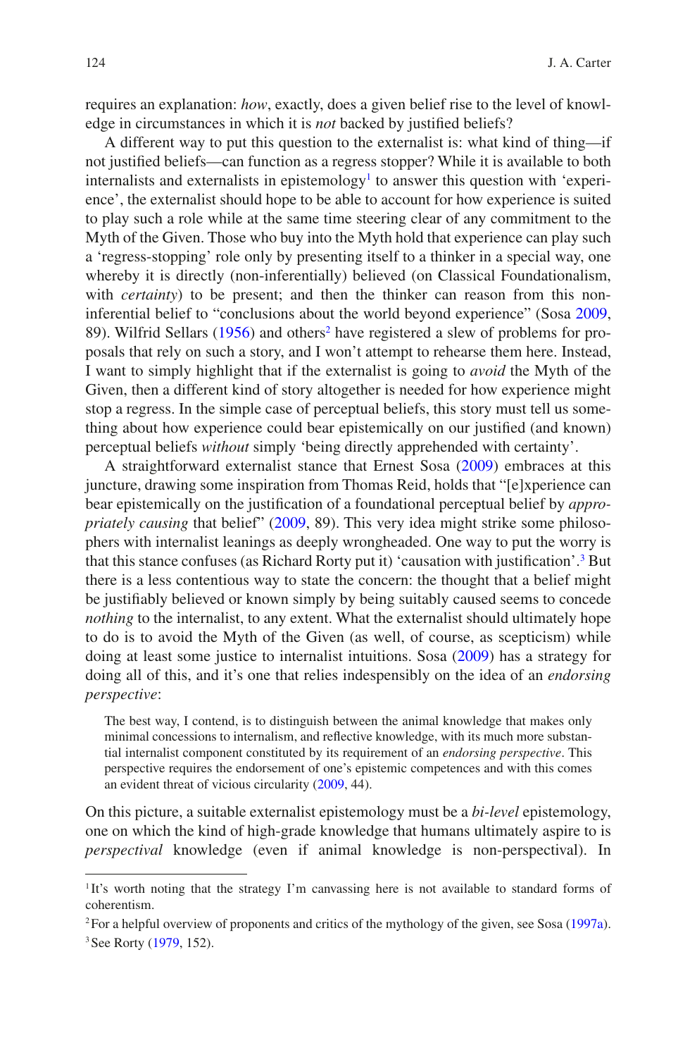requires an explanation: *how*, exactly, does a given belief rise to the level of knowledge in circumstances in which it is *not* backed by justified beliefs?

A different way to put this question to the externalist is: what kind of thing—if not justified beliefs—can function as a regress stopper? While it is available to both internalists and externalists in epistemology[1] to answer this question with 'experience', the externalist should hope to be able to account for how experience is suited to play such a role while at the same time steering clear of any commitment to the Myth of the Given. Those who buy into the Myth hold that experience can play such a 'regress-stopping' role only by presenting itself to a thinker in a special way, one whereby it is directly (non-inferentially) believed (on Classical Foundationalism, with *certainty*) to be present; and then the thinker can reason from this non-inferential belief to "conclusions about the world beyond experience" (Sosa 2009, 89). Wilfrid Sellars (1956) and others[2] have registered a slew of problems for proposals that rely on such a story, and I won't attempt to rehearse them here. Instead, I want to simply highlight that if the externalist is going to *avoid* the Myth of the Given, then a different kind of story altogether is needed for how experience might stop a regress. In the simple case of perceptual beliefs, this story must tell us something about how experience could bear epistemically on our justified (and known) perceptual beliefs *without* simply 'being directly apprehended with certainty'.

A straightforward externalist stance that Ernest Sosa (2009) embraces at this juncture, drawing some inspiration from Thomas Reid, holds that "[e]xperience can bear epistemically on the justification of a foundational perceptual belief by *appropriately causing* that belief" (2009, 89). This very idea might strike some philosophers with internalist leanings as deeply wrongheaded. One way to put the worry is that this stance confuses (as Richard Rorty put it) 'causation with justification'.[3] But there is a less contentious way to state the concern: the thought that a belief might be justifiably believed or known simply by being suitably caused seems to concede *nothing* to the internalist, to any extent. What the externalist should ultimately hope to do is to avoid the Myth of the Given (as well, of course, as scepticism) while doing at least some justice to internalist intuitions. Sosa (2009) has a strategy for doing all of this, and it's one that relies indespensibly on the idea of an *endorsing perspective*:

> The best way, I contend, is to distinguish between the animal knowledge that makes only minimal concessions to internalism, and reflective knowledge, with its much more substantial internalist component constituted by its requirement of an *endorsing perspective*. This perspective requires the endorsement of one's epistemic competences and with this comes an evident threat of vicious circularity (2009, 44).

On this picture, a suitable externalist epistemology must be a *bi-level* epistemology, one on which the kind of high-grade knowledge that humans ultimately aspire to is *perspectival* knowledge (even if animal knowledge is non-perspectival). In

[1] It's worth noting that the strategy I'm canvassing here is not available to standard forms of coherentism.

[2] For a helpful overview of proponents and critics of the mythology of the given, see Sosa (1997a).

[3] See Rorty (1979, 152).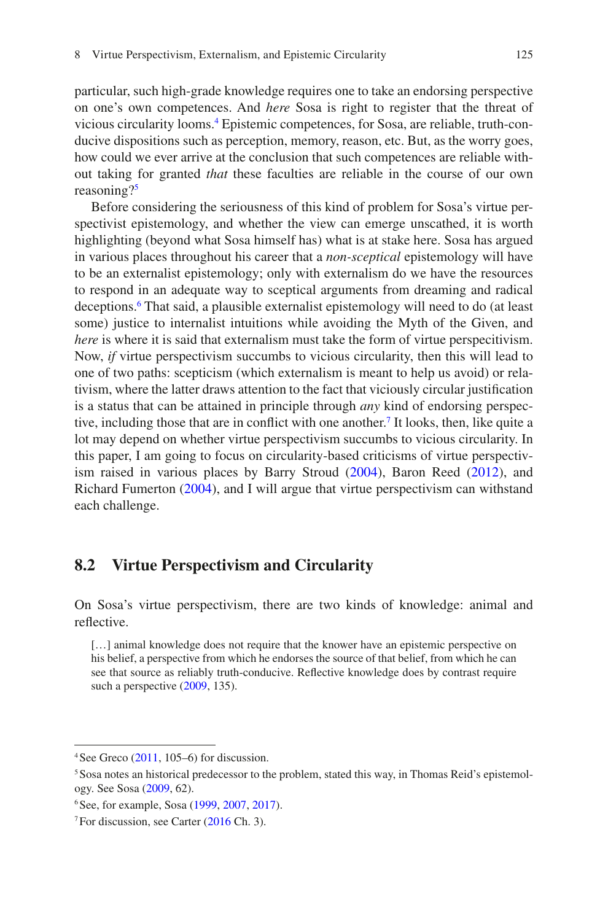particular, such high-grade knowledge requires one to take an endorsing perspective on one's own competences. And *here* Sosa is right to register that the threat of vicious circularity looms.[4] Epistemic competences, for Sosa, are reliable, truth-conducive dispositions such as perception, memory, reason, etc. But, as the worry goes, how could we ever arrive at the conclusion that such competences are reliable without taking for granted *that* these faculties are reliable in the course of our own reasoning?[5]

Before considering the seriousness of this kind of problem for Sosa's virtue perspectivist epistemology, and whether the view can emerge unscathed, it is worth highlighting (beyond what Sosa himself has) what is at stake here. Sosa has argued in various places throughout his career that a *non-sceptical* epistemology will have to be an externalist epistemology; only with externalism do we have the resources to respond in an adequate way to sceptical arguments from dreaming and radical deceptions.[6] That said, a plausible externalist epistemology will need to do (at least some) justice to internalist intuitions while avoiding the Myth of the Given, and *here* is where it is said that externalism must take the form of virtue perspecitivism. Now, *if* virtue perspectivism succumbs to vicious circularity, then this will lead to one of two paths: scepticism (which externalism is meant to help us avoid) or relativism, where the latter draws attention to the fact that viciously circular justification is a status that can be attained in principle through *any* kind of endorsing perspective, including those that are in conflict with one another.[7] It looks, then, like quite a lot may depend on whether virtue perspectivism succumbs to vicious circularity. In this paper, I am going to focus on circularity-based criticisms of virtue perspectivism raised in various places by Barry Stroud (2004), Baron Reed (2012), and Richard Fumerton (2004), and I will argue that virtue perspectivism can withstand each challenge.

## 8.2 Virtue Perspectivism and Circularity

On Sosa's virtue perspectivism, there are two kinds of knowledge: animal and reflective.

> […] animal knowledge does not require that the knower have an epistemic perspective on his belief, a perspective from which he endorses the source of that belief, from which he can see that source as reliably truth-conducive. Reflective knowledge does by contrast require such a perspective (2009, 135).

---

[4] See Greco (2011, 105–6) for discussion.

[5] Sosa notes an historical predecessor to the problem, stated this way, in Thomas Reid's epistemology. See Sosa (2009, 62).

[6] See, for example, Sosa (1999, 2007, 2017).

[7] For discussion, see Carter (2016 Ch. 3).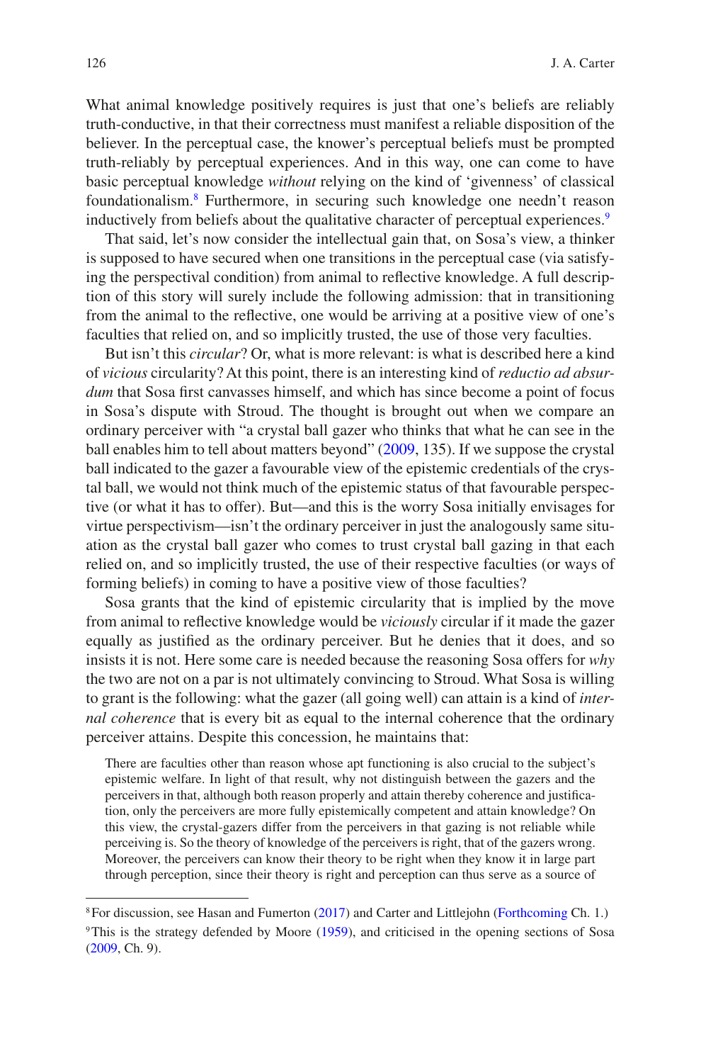What animal knowledge positively requires is just that one's beliefs are reliably truth-conductive, in that their correctness must manifest a reliable disposition of the believer. In the perceptual case, the knower's perceptual beliefs must be prompted truth-reliably by perceptual experiences. And in this way, one can come to have basic perceptual knowledge *without* relying on the kind of 'givenness' of classical foundationalism.[8] Furthermore, in securing such knowledge one needn't reason inductively from beliefs about the qualitative character of perceptual experiences.[9]

That said, let's now consider the intellectual gain that, on Sosa's view, a thinker is supposed to have secured when one transitions in the perceptual case (via satisfying the perspectival condition) from animal to reflective knowledge. A full description of this story will surely include the following admission: that in transitioning from the animal to the reflective, one would be arriving at a positive view of one's faculties that relied on, and so implicitly trusted, the use of those very faculties.

But isn't this *circular*? Or, what is more relevant: is what is described here a kind of *vicious* circularity? At this point, there is an interesting kind of *reductio ad absurdum* that Sosa first canvasses himself, and which has since become a point of focus in Sosa's dispute with Stroud. The thought is brought out when we compare an ordinary perceiver with "a crystal ball gazer who thinks that what he can see in the ball enables him to tell about matters beyond" (2009, 135). If we suppose the crystal ball indicated to the gazer a favourable view of the epistemic credentials of the crystal ball, we would not think much of the epistemic status of that favourable perspective (or what it has to offer). But—and this is the worry Sosa initially envisages for virtue perspectivism—isn't the ordinary perceiver in just the analogously same situation as the crystal ball gazer who comes to trust crystal ball gazing in that each relied on, and so implicitly trusted, the use of their respective faculties (or ways of forming beliefs) in coming to have a positive view of those faculties?

Sosa grants that the kind of epistemic circularity that is implied by the move from animal to reflective knowledge would be *viciously* circular if it made the gazer equally as justified as the ordinary perceiver. But he denies that it does, and so insists it is not. Here some care is needed because the reasoning Sosa offers for *why* the two are not on a par is not ultimately convincing to Stroud. What Sosa is willing to grant is the following: what the gazer (all going well) can attain is a kind of *internal coherence* that is every bit as equal to the internal coherence that the ordinary perceiver attains. Despite this concession, he maintains that:

> There are faculties other than reason whose apt functioning is also crucial to the subject's epistemic welfare. In light of that result, why not distinguish between the gazers and the perceivers in that, although both reason properly and attain thereby coherence and justification, only the perceivers are more fully epistemically competent and attain knowledge? On this view, the crystal-gazers differ from the perceivers in that gazing is not reliable while perceiving is. So the theory of knowledge of the perceivers is right, that of the gazers wrong. Moreover, the perceivers can know their theory to be right when they know it in large part through perception, since their theory is right and perception can thus serve as a source of

[8] For discussion, see Hasan and Fumerton (2017) and Carter and Littlejohn (Forthcoming Ch. 1.)

[9] This is the strategy defended by Moore (1959), and criticised in the opening sections of Sosa (2009, Ch. 9).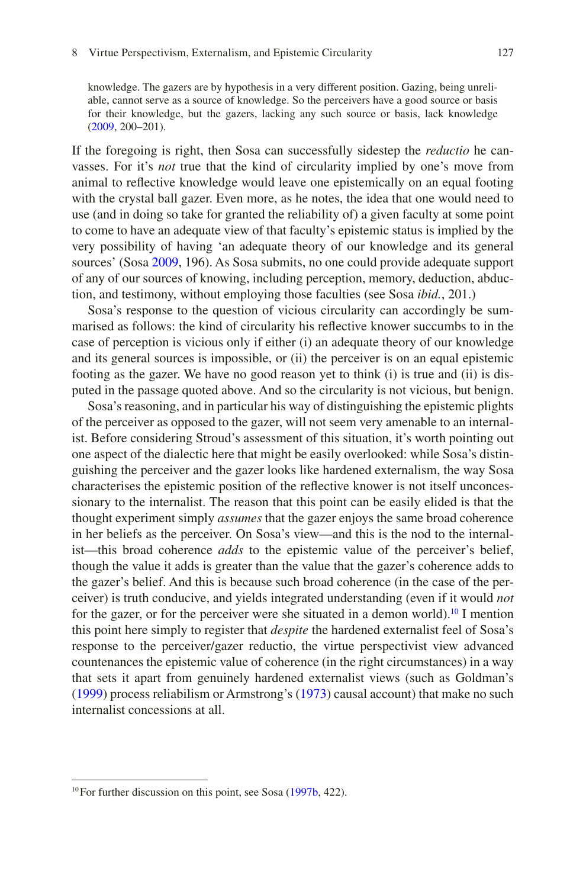> knowledge. The gazers are by hypothesis in a very different position. Gazing, being unreliable, cannot serve as a source of knowledge. So the perceivers have a good source or basis for their knowledge, but the gazers, lacking any such source or basis, lack knowledge (2009, 200–201).

If the foregoing is right, then Sosa can successfully sidestep the *reductio* he canvasses. For it's *not* true that the kind of circularity implied by one's move from animal to reflective knowledge would leave one epistemically on an equal footing with the crystal ball gazer. Even more, as he notes, the idea that one would need to use (and in doing so take for granted the reliability of) a given faculty at some point to come to have an adequate view of that faculty's epistemic status is implied by the very possibility of having 'an adequate theory of our knowledge and its general sources' (Sosa 2009, 196). As Sosa submits, no one could provide adequate support of any of our sources of knowing, including perception, memory, deduction, abduction, and testimony, without employing those faculties (see Sosa *ibid.*, 201.)

Sosa's response to the question of vicious circularity can accordingly be summarised as follows: the kind of circularity his reflective knower succumbs to in the case of perception is vicious only if either (i) an adequate theory of our knowledge and its general sources is impossible, or (ii) the perceiver is on an equal epistemic footing as the gazer. We have no good reason yet to think (i) is true and (ii) is disputed in the passage quoted above. And so the circularity is not vicious, but benign.

Sosa's reasoning, and in particular his way of distinguishing the epistemic plights of the perceiver as opposed to the gazer, will not seem very amenable to an internalist. Before considering Stroud's assessment of this situation, it's worth pointing out one aspect of the dialectic here that might be easily overlooked: while Sosa's distinguishing the perceiver and the gazer looks like hardened externalism, the way Sosa characterises the epistemic position of the reflective knower is not itself unconcessionary to the internalist. The reason that this point can be easily elided is that the thought experiment simply *assumes* that the gazer enjoys the same broad coherence in her beliefs as the perceiver. On Sosa's view—and this is the nod to the internalist—this broad coherence *adds* to the epistemic value of the perceiver's belief, though the value it adds is greater than the value that the gazer's coherence adds to the gazer's belief. And this is because such broad coherence (in the case of the perceiver) is truth conducive, and yields integrated understanding (even if it would *not* for the gazer, or for the perceiver were she situated in a demon world).[10] I mention this point here simply to register that *despite* the hardened externalist feel of Sosa's response to the perceiver/gazer reductio, the virtue perspectivist view advanced countenances the epistemic value of coherence (in the right circumstances) in a way that sets it apart from genuinely hardened externalist views (such as Goldman's (1999) process reliabilism or Armstrong's (1973) causal account) that make no such internalist concessions at all.

[10] For further discussion on this point, see Sosa (1997b, 422).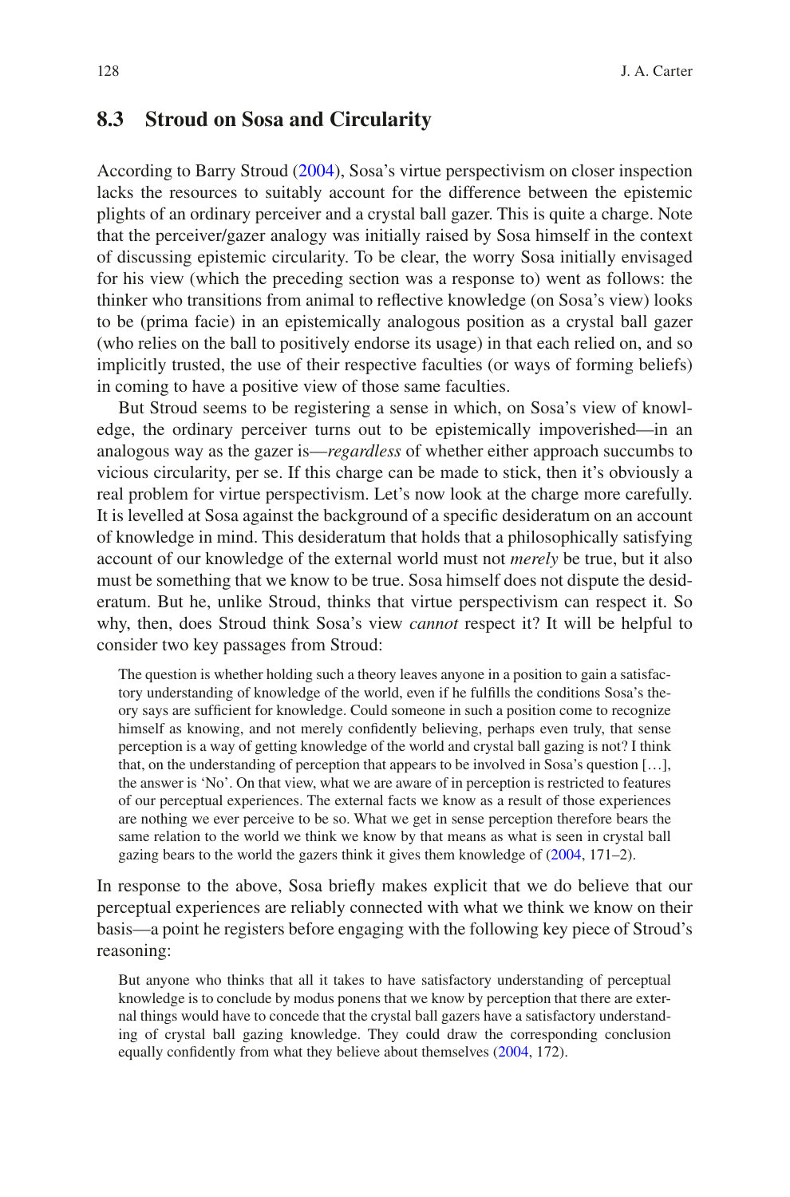## 8.3 Stroud on Sosa and Circularity

According to Barry Stroud (2004), Sosa's virtue perspectivism on closer inspection lacks the resources to suitably account for the difference between the epistemic plights of an ordinary perceiver and a crystal ball gazer. This is quite a charge. Note that the perceiver/gazer analogy was initially raised by Sosa himself in the context of discussing epistemic circularity. To be clear, the worry Sosa initially envisaged for his view (which the preceding section was a response to) went as follows: the thinker who transitions from animal to reflective knowledge (on Sosa's view) looks to be (prima facie) in an epistemically analogous position as a crystal ball gazer (who relies on the ball to positively endorse its usage) in that each relied on, and so implicitly trusted, the use of their respective faculties (or ways of forming beliefs) in coming to have a positive view of those same faculties.

But Stroud seems to be registering a sense in which, on Sosa's view of knowledge, the ordinary perceiver turns out to be epistemically impoverished—in an analogous way as the gazer is—*regardless* of whether either approach succumbs to vicious circularity, per se. If this charge can be made to stick, then it's obviously a real problem for virtue perspectivism. Let's now look at the charge more carefully. It is levelled at Sosa against the background of a specific desideratum on an account of knowledge in mind. This desideratum that holds that a philosophically satisfying account of our knowledge of the external world must not *merely* be true, but it also must be something that we know to be true. Sosa himself does not dispute the desideratum. But he, unlike Stroud, thinks that virtue perspectivism can respect it. So why, then, does Stroud think Sosa's view *cannot* respect it? It will be helpful to consider two key passages from Stroud:

> The question is whether holding such a theory leaves anyone in a position to gain a satisfactory understanding of knowledge of the world, even if he fulfills the conditions Sosa's theory says are sufficient for knowledge. Could someone in such a position come to recognize himself as knowing, and not merely confidently believing, perhaps even truly, that sense perception is a way of getting knowledge of the world and crystal ball gazing is not? I think that, on the understanding of perception that appears to be involved in Sosa's question […], the answer is 'No'. On that view, what we are aware of in perception is restricted to features of our perceptual experiences. The external facts we know as a result of those experiences are nothing we ever perceive to be so. What we get in sense perception therefore bears the same relation to the world we think we know by that means as what is seen in crystal ball gazing bears to the world the gazers think it gives them knowledge of (2004, 171–2).

In response to the above, Sosa briefly makes explicit that we do believe that our perceptual experiences are reliably connected with what we think we know on their basis—a point he registers before engaging with the following key piece of Stroud's reasoning:

> But anyone who thinks that all it takes to have satisfactory understanding of perceptual knowledge is to conclude by modus ponens that we know by perception that there are external things would have to concede that the crystal ball gazers have a satisfactory understanding of crystal ball gazing knowledge. They could draw the corresponding conclusion equally confidently from what they believe about themselves (2004, 172).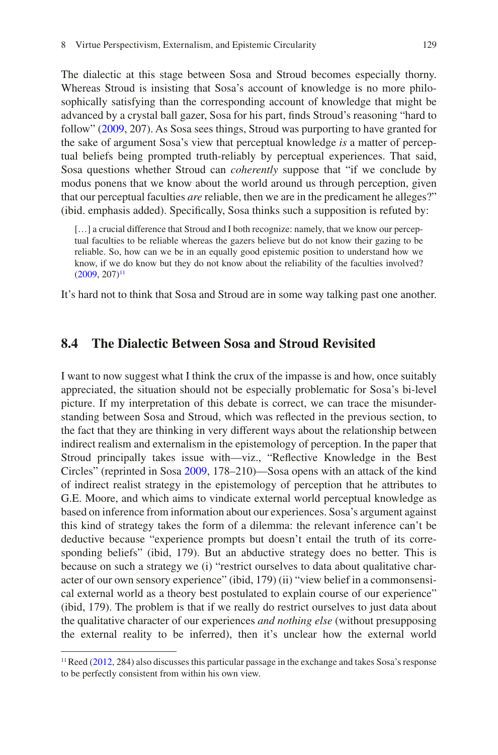The dialectic at this stage between Sosa and Stroud becomes especially thorny. Whereas Stroud is insisting that Sosa's account of knowledge is no more philosophically satisfying than the corresponding account of knowledge that might be advanced by a crystal ball gazer, Sosa for his part, finds Stroud's reasoning "hard to follow" (2009, 207). As Sosa sees things, Stroud was purporting to have granted for the sake of argument Sosa's view that perceptual knowledge *is* a matter of perceptual beliefs being prompted truth-reliably by perceptual experiences. That said, Sosa questions whether Stroud can *coherently* suppose that "if we conclude by modus ponens that we know about the world around us through perception, given that our perceptual faculties *are* reliable, then we are in the predicament he alleges?" (ibid. emphasis added). Specifically, Sosa thinks such a supposition is refuted by:

> […] a crucial difference that Stroud and I both recognize: namely, that we know our perceptual faculties to be reliable whereas the gazers believe but do not know their gazing to be reliable. So, how can we be in an equally good epistemic position to understand how we know, if we do know but they do not know about the reliability of the faculties involved? (2009, 207)[11]

It's hard not to think that Sosa and Stroud are in some way talking past one another.

## 8.4 The Dialectic Between Sosa and Stroud Revisited

I want to now suggest what I think the crux of the impasse is and how, once suitably appreciated, the situation should not be especially problematic for Sosa's bi-level picture. If my interpretation of this debate is correct, we can trace the misunderstanding between Sosa and Stroud, which was reflected in the previous section, to the fact that they are thinking in very different ways about the relationship between indirect realism and externalism in the epistemology of perception. In the paper that Stroud principally takes issue with—viz., "Reflective Knowledge in the Best Circles" (reprinted in Sosa 2009, 178–210)—Sosa opens with an attack of the kind of indirect realist strategy in the epistemology of perception that he attributes to G.E. Moore, and which aims to vindicate external world perceptual knowledge as based on inference from information about our experiences. Sosa's argument against this kind of strategy takes the form of a dilemma: the relevant inference can't be deductive because "experience prompts but doesn't entail the truth of its corresponding beliefs" (ibid, 179). But an abductive strategy does no better. This is because on such a strategy we (i) "restrict ourselves to data about qualitative character of our own sensory experience" (ibid, 179) (ii) "view belief in a commonsensical external world as a theory best postulated to explain course of our experience" (ibid, 179). The problem is that if we really do restrict ourselves to just data about the qualitative character of our experiences *and nothing else* (without presupposing the external reality to be inferred), then it's unclear how the external world

[11] Reed (2012, 284) also discusses this particular passage in the exchange and takes Sosa's response to be perfectly consistent from within his own view.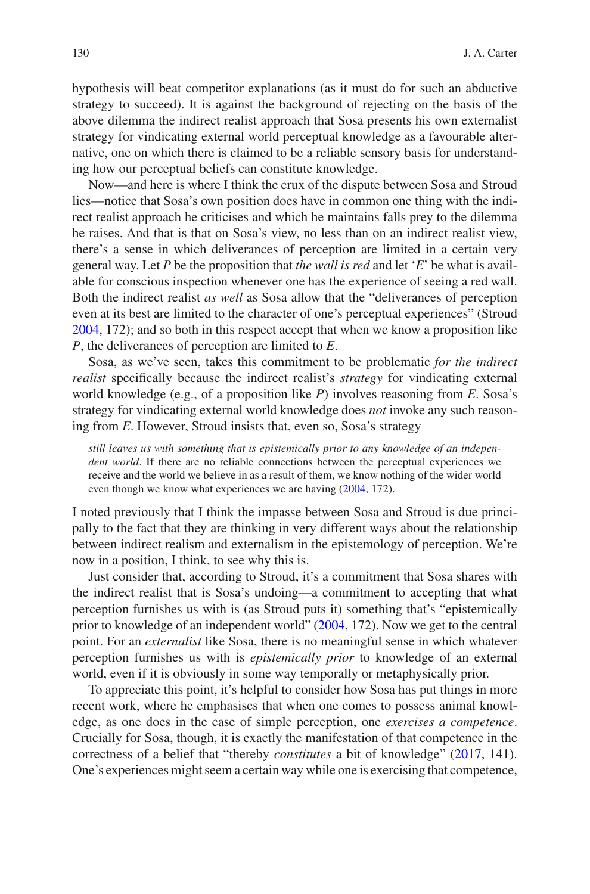hypothesis will beat competitor explanations (as it must do for such an abductive strategy to succeed). It is against the background of rejecting on the basis of the above dilemma the indirect realist approach that Sosa presents his own externalist strategy for vindicating external world perceptual knowledge as a favourable alternative, one on which there is claimed to be a reliable sensory basis for understanding how our perceptual beliefs can constitute knowledge.

Now—and here is where I think the crux of the dispute between Sosa and Stroud lies—notice that Sosa's own position does have in common one thing with the indirect realist approach he criticises and which he maintains falls prey to the dilemma he raises. And that is that on Sosa's view, no less than on an indirect realist view, there's a sense in which deliverances of perception are limited in a certain very general way. Let *P* be the proposition that *the wall is red* and let '*E*' be what is available for conscious inspection whenever one has the experience of seeing a red wall. Both the indirect realist *as well* as Sosa allow that the "deliverances of perception even at its best are limited to the character of one's perceptual experiences" (Stroud 2004, 172); and so both in this respect accept that when we know a proposition like *P*, the deliverances of perception are limited to *E*.

Sosa, as we've seen, takes this commitment to be problematic *for the indirect realist* specifically because the indirect realist's *strategy* for vindicating external world knowledge (e.g., of a proposition like *P*) involves reasoning from *E*. Sosa's strategy for vindicating external world knowledge does *not* invoke any such reasoning from *E*. However, Stroud insists that, even so, Sosa's strategy

> *still leaves us with something that is epistemically prior to any knowledge of an independent world*. If there are no reliable connections between the perceptual experiences we receive and the world we believe in as a result of them, we know nothing of the wider world even though we know what experiences we are having (2004, 172).

I noted previously that I think the impasse between Sosa and Stroud is due principally to the fact that they are thinking in very different ways about the relationship between indirect realism and externalism in the epistemology of perception. We're now in a position, I think, to see why this is.

Just consider that, according to Stroud, it's a commitment that Sosa shares with the indirect realist that is Sosa's undoing—a commitment to accepting that what perception furnishes us with is (as Stroud puts it) something that's "epistemically prior to knowledge of an independent world" (2004, 172). Now we get to the central point. For an *externalist* like Sosa, there is no meaningful sense in which whatever perception furnishes us with is *epistemically prior* to knowledge of an external world, even if it is obviously in some way temporally or metaphysically prior.

To appreciate this point, it's helpful to consider how Sosa has put things in more recent work, where he emphasises that when one comes to possess animal knowledge, as one does in the case of simple perception, one *exercises a competence*. Crucially for Sosa, though, it is exactly the manifestation of that competence in the correctness of a belief that "thereby *constitutes* a bit of knowledge" (2017, 141). One's experiences might seem a certain way while one is exercising that competence,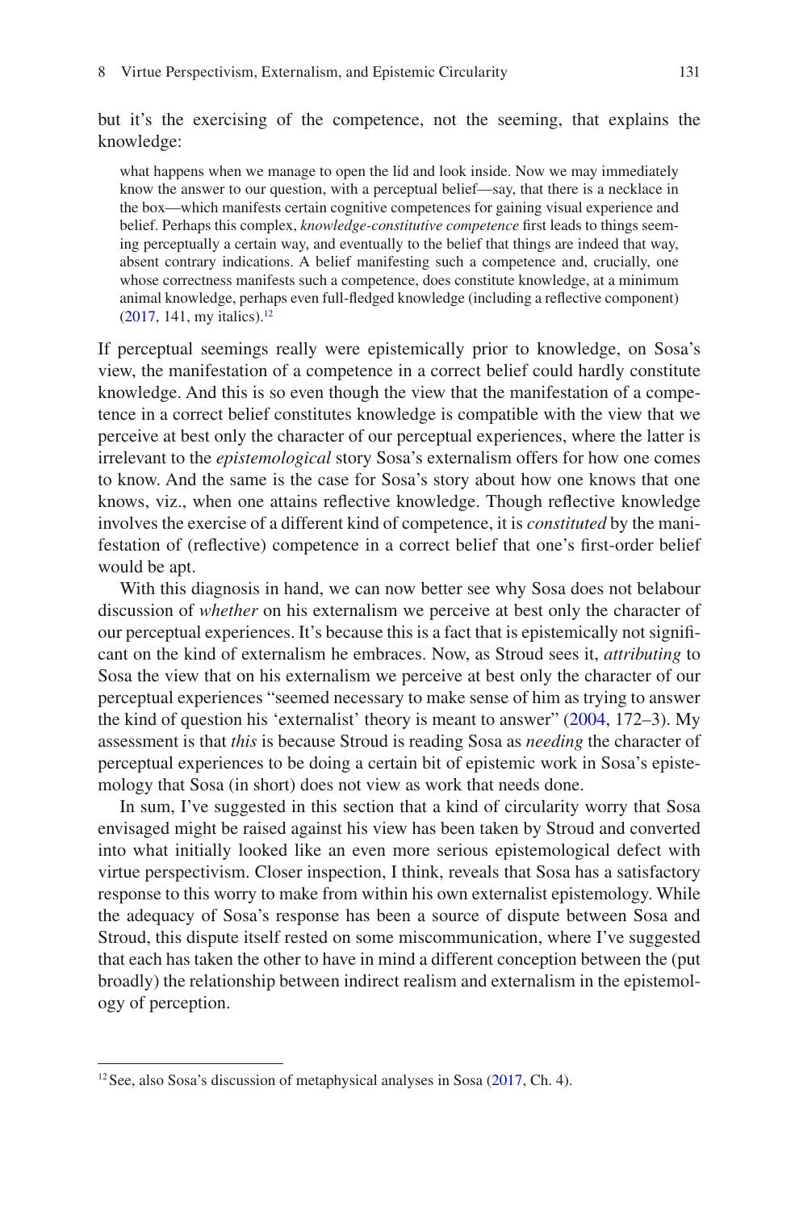but it's the exercising of the competence, not the seeming, that explains the knowledge:

> what happens when we manage to open the lid and look inside. Now we may immediately know the answer to our question, with a perceptual belief—say, that there is a necklace in the box—which manifests certain cognitive competences for gaining visual experience and belief. Perhaps this complex, *knowledge-constitutive competence* first leads to things seeming perceptually a certain way, and eventually to the belief that things are indeed that way, absent contrary indications. A belief manifesting such a competence and, crucially, one whose correctness manifests such a competence, does constitute knowledge, at a minimum animal knowledge, perhaps even full-fledged knowledge (including a reflective component) (2017, 141, my italics).[12]

If perceptual seemings really were epistemically prior to knowledge, on Sosa's view, the manifestation of a competence in a correct belief could hardly constitute knowledge. And this is so even though the view that the manifestation of a competence in a correct belief constitutes knowledge is compatible with the view that we perceive at best only the character of our perceptual experiences, where the latter is irrelevant to the *epistemological* story Sosa's externalism offers for how one comes to know. And the same is the case for Sosa's story about how one knows that one knows, viz., when one attains reflective knowledge. Though reflective knowledge involves the exercise of a different kind of competence, it is *constituted* by the manifestation of (reflective) competence in a correct belief that one's first-order belief would be apt.

With this diagnosis in hand, we can now better see why Sosa does not belabour discussion of *whether* on his externalism we perceive at best only the character of our perceptual experiences. It's because this is a fact that is epistemically not significant on the kind of externalism he embraces. Now, as Stroud sees it, *attributing* to Sosa the view that on his externalism we perceive at best only the character of our perceptual experiences "seemed necessary to make sense of him as trying to answer the kind of question his 'externalist' theory is meant to answer" (2004, 172–3). My assessment is that *this* is because Stroud is reading Sosa as *needing* the character of perceptual experiences to be doing a certain bit of epistemic work in Sosa's epistemology that Sosa (in short) does not view as work that needs done.

In sum, I've suggested in this section that a kind of circularity worry that Sosa envisaged might be raised against his view has been taken by Stroud and converted into what initially looked like an even more serious epistemological defect with virtue perspectivism. Closer inspection, I think, reveals that Sosa has a satisfactory response to this worry to make from within his own externalist epistemology. While the adequacy of Sosa's response has been a source of dispute between Sosa and Stroud, this dispute itself rested on some miscommunication, where I've suggested that each has taken the other to have in mind a different conception between the (put broadly) the relationship between indirect realism and externalism in the epistemology of perception.

---

[12] See, also Sosa's discussion of metaphysical analyses in Sosa (2017, Ch. 4).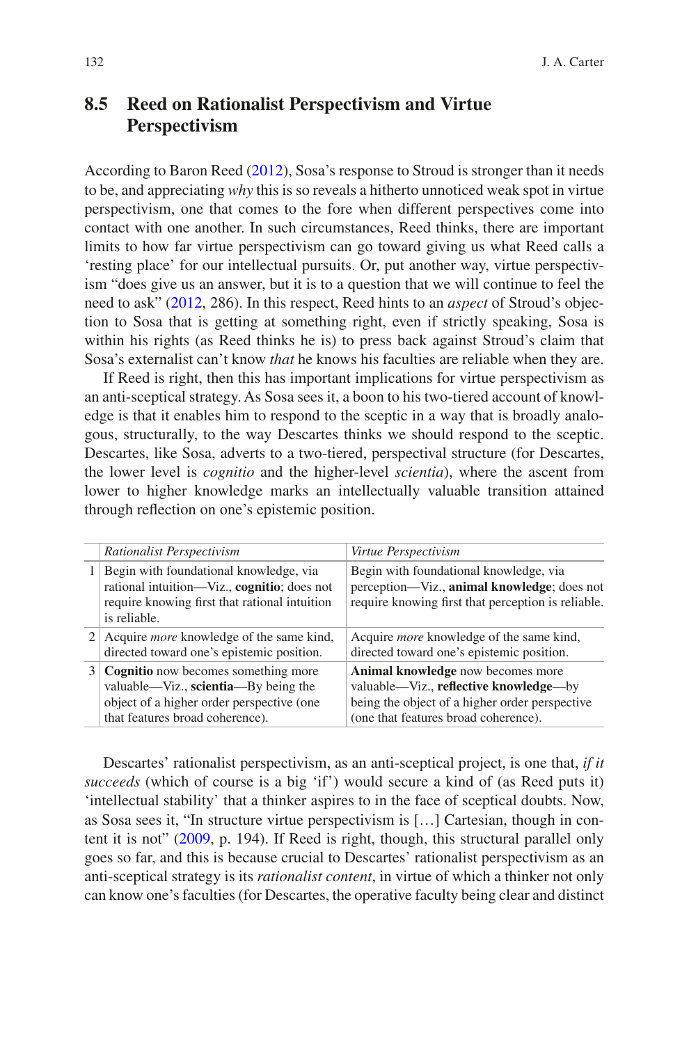## 8.5 Reed on Rationalist Perspectivism and Virtue Perspectivism

According to Baron Reed (2012), Sosa's response to Stroud is stronger than it needs to be, and appreciating *why* this is so reveals a hitherto unnoticed weak spot in virtue perspectivism, one that comes to the fore when different perspectives come into contact with one another. In such circumstances, Reed thinks, there are important limits to how far virtue perspectivism can go toward giving us what Reed calls a 'resting place' for our intellectual pursuits. Or, put another way, virtue perspectivism "does give us an answer, but it is to a question that we will continue to feel the need to ask" (2012, 286). In this respect, Reed hints to an *aspect* of Stroud's objection to Sosa that is getting at something right, even if strictly speaking, Sosa is within his rights (as Reed thinks he is) to press back against Stroud's claim that Sosa's externalist can't know *that* he knows his faculties are reliable when they are.

If Reed is right, then this has important implications for virtue perspectivism as an anti-sceptical strategy. As Sosa sees it, a boon to his two-tiered account of knowledge is that it enables him to respond to the sceptic in a way that is broadly analogous, structurally, to the way Descartes thinks we should respond to the sceptic. Descartes, like Sosa, adverts to a two-tiered, perspectival structure (for Descartes, the lower level is *cognitio* and the higher-level *scientia*), where the ascent from lower to higher knowledge marks an intellectually valuable transition attained through reflection on one's epistemic position.

| | *Rationalist Perspectivism* | *Virtue Perspectivism* |
|---|---|---|
| 1 | Begin with foundational knowledge, via rational intuition—Viz., **cognitio**; does not require knowing first that rational intuition is reliable. | Begin with foundational knowledge, via perception—Viz., **animal knowledge**; does not require knowing first that perception is reliable. |
| 2 | Acquire *more* knowledge of the same kind, directed toward one's epistemic position. | Acquire *more* knowledge of the same kind, directed toward one's epistemic position. |
| 3 | **Cognitio** now becomes something more valuable—Viz., **scientia**—By being the object of a higher order perspective (one that features broad coherence). | **Animal knowledge** now becomes more valuable—Viz., **reflective knowledge**—by being the object of a higher order perspective (one that features broad coherence). |

Descartes' rationalist perspectivism, as an anti-sceptical project, is one that, *if it succeeds* (which of course is a big 'if') would secure a kind of (as Reed puts it) 'intellectual stability' that a thinker aspires to in the face of sceptical doubts. Now, as Sosa sees it, "In structure virtue perspectivism is […] Cartesian, though in content it is not" (2009, p. 194). If Reed is right, though, this structural parallel only goes so far, and this is because crucial to Descartes' rationalist perspectivism as an anti-sceptical strategy is its *rationalist content*, in virtue of which a thinker not only can know one's faculties (for Descartes, the operative faculty being clear and distinct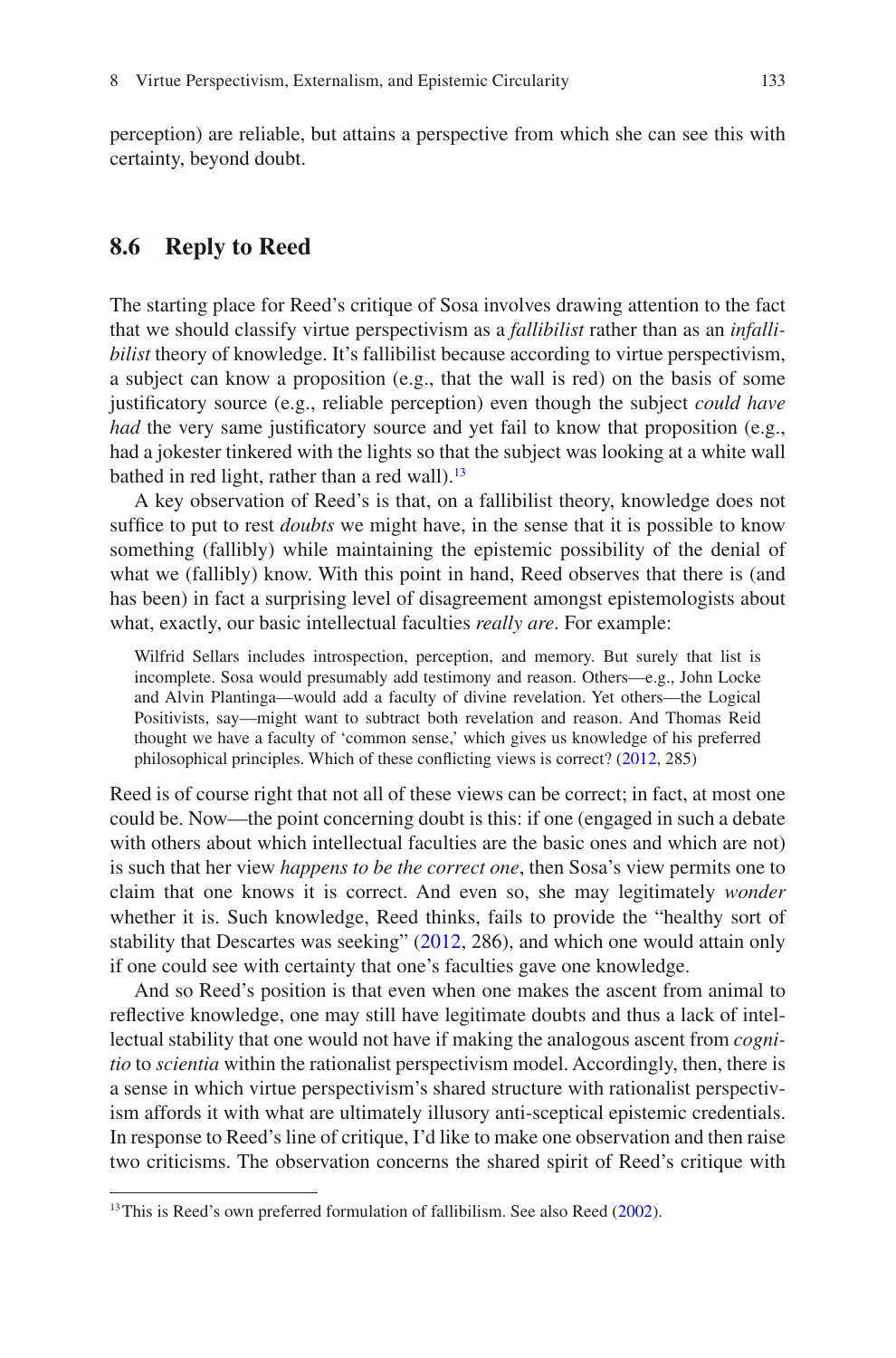perception) are reliable, but attains a perspective from which she can see this with certainty, beyond doubt.

## 8.6 Reply to Reed

The starting place for Reed's critique of Sosa involves drawing attention to the fact that we should classify virtue perspectivism as a *fallibilist* rather than as an *infallibilist* theory of knowledge. It's fallibilist because according to virtue perspectivism, a subject can know a proposition (e.g., that the wall is red) on the basis of some justificatory source (e.g., reliable perception) even though the subject *could have had* the very same justificatory source and yet fail to know that proposition (e.g., had a jokester tinkered with the lights so that the subject was looking at a white wall bathed in red light, rather than a red wall).[13]

A key observation of Reed's is that, on a fallibilist theory, knowledge does not suffice to put to rest *doubts* we might have, in the sense that it is possible to know something (fallibly) while maintaining the epistemic possibility of the denial of what we (fallibly) know. With this point in hand, Reed observes that there is (and has been) in fact a surprising level of disagreement amongst epistemologists about what, exactly, our basic intellectual faculties *really are*. For example:

> Wilfrid Sellars includes introspection, perception, and memory. But surely that list is incomplete. Sosa would presumably add testimony and reason. Others—e.g., John Locke and Alvin Plantinga—would add a faculty of divine revelation. Yet others—the Logical Positivists, say—might want to subtract both revelation and reason. And Thomas Reid thought we have a faculty of 'common sense,' which gives us knowledge of his preferred philosophical principles. Which of these conflicting views is correct? (2012, 285)

Reed is of course right that not all of these views can be correct; in fact, at most one could be. Now—the point concerning doubt is this: if one (engaged in such a debate with others about which intellectual faculties are the basic ones and which are not) is such that her view *happens to be the correct one*, then Sosa's view permits one to claim that one knows it is correct. And even so, she may legitimately *wonder* whether it is. Such knowledge, Reed thinks, fails to provide the "healthy sort of stability that Descartes was seeking" (2012, 286), and which one would attain only if one could see with certainty that one's faculties gave one knowledge.

And so Reed's position is that even when one makes the ascent from animal to reflective knowledge, one may still have legitimate doubts and thus a lack of intellectual stability that one would not have if making the analogous ascent from *cognitio* to *scientia* within the rationalist perspectivism model. Accordingly, then, there is a sense in which virtue perspectivism's shared structure with rationalist perspectivism affords it with what are ultimately illusory anti-sceptical epistemic credentials. In response to Reed's line of critique, I'd like to make one observation and then raise two criticisms. The observation concerns the shared spirit of Reed's critique with

[13] This is Reed's own preferred formulation of fallibilism. See also Reed (2002).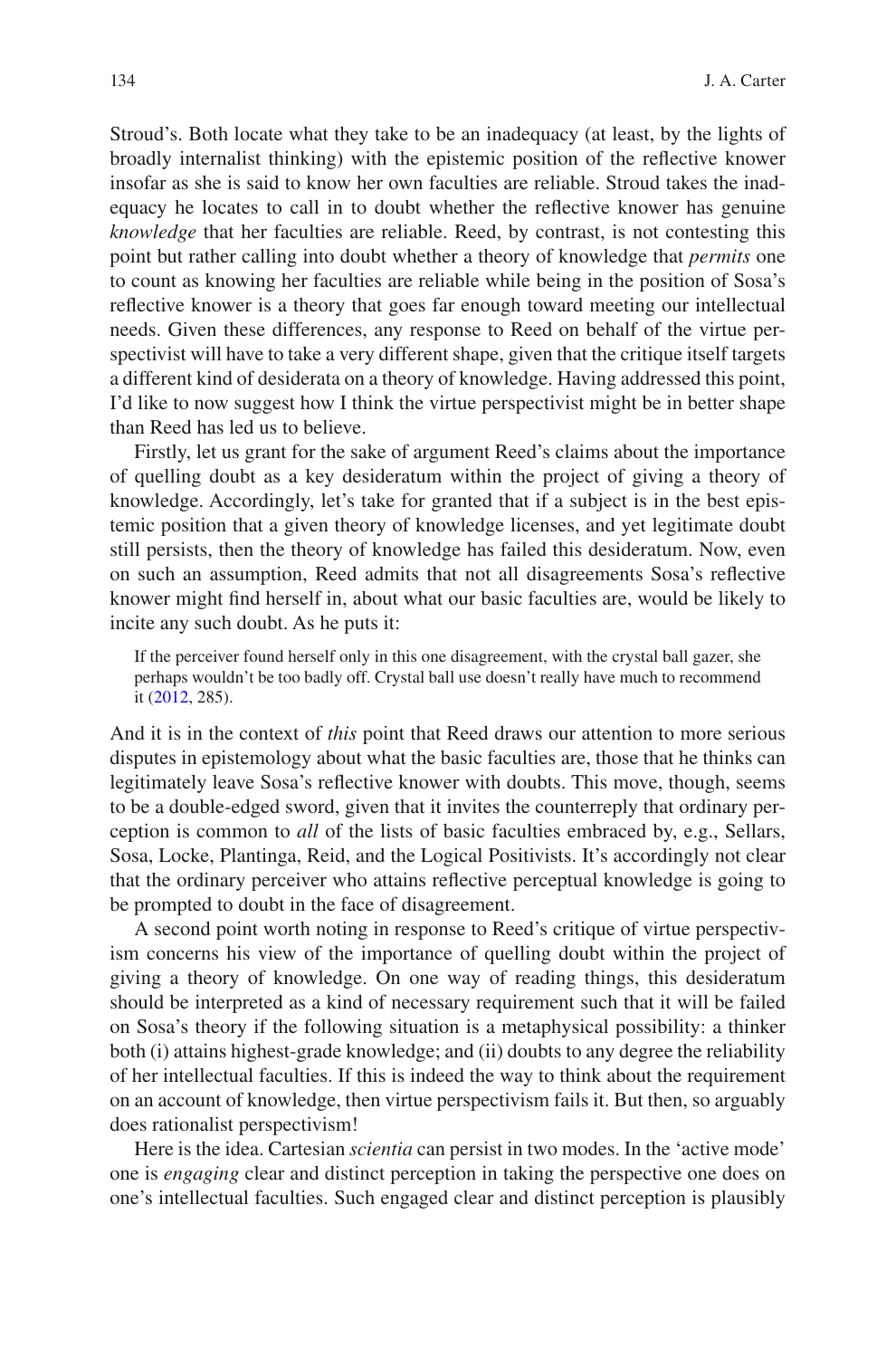Stroud's. Both locate what they take to be an inadequacy (at least, by the lights of broadly internalist thinking) with the epistemic position of the reflective knower insofar as she is said to know her own faculties are reliable. Stroud takes the inadequacy he locates to call in to doubt whether the reflective knower has genuine *knowledge* that her faculties are reliable. Reed, by contrast, is not contesting this point but rather calling into doubt whether a theory of knowledge that *permits* one to count as knowing her faculties are reliable while being in the position of Sosa's reflective knower is a theory that goes far enough toward meeting our intellectual needs. Given these differences, any response to Reed on behalf of the virtue perspectivist will have to take a very different shape, given that the critique itself targets a different kind of desiderata on a theory of knowledge. Having addressed this point, I'd like to now suggest how I think the virtue perspectivist might be in better shape than Reed has led us to believe.

Firstly, let us grant for the sake of argument Reed's claims about the importance of quelling doubt as a key desideratum within the project of giving a theory of knowledge. Accordingly, let's take for granted that if a subject is in the best epistemic position that a given theory of knowledge licenses, and yet legitimate doubt still persists, then the theory of knowledge has failed this desideratum. Now, even on such an assumption, Reed admits that not all disagreements Sosa's reflective knower might find herself in, about what our basic faculties are, would be likely to incite any such doubt. As he puts it:

> If the perceiver found herself only in this one disagreement, with the crystal ball gazer, she perhaps wouldn't be too badly off. Crystal ball use doesn't really have much to recommend it (2012, 285).

And it is in the context of *this* point that Reed draws our attention to more serious disputes in epistemology about what the basic faculties are, those that he thinks can legitimately leave Sosa's reflective knower with doubts. This move, though, seems to be a double-edged sword, given that it invites the counterreply that ordinary perception is common to *all* of the lists of basic faculties embraced by, e.g., Sellars, Sosa, Locke, Plantinga, Reid, and the Logical Positivists. It's accordingly not clear that the ordinary perceiver who attains reflective perceptual knowledge is going to be prompted to doubt in the face of disagreement.

A second point worth noting in response to Reed's critique of virtue perspectivism concerns his view of the importance of quelling doubt within the project of giving a theory of knowledge. On one way of reading things, this desideratum should be interpreted as a kind of necessary requirement such that it will be failed on Sosa's theory if the following situation is a metaphysical possibility: a thinker both (i) attains highest-grade knowledge; and (ii) doubts to any degree the reliability of her intellectual faculties. If this is indeed the way to think about the requirement on an account of knowledge, then virtue perspectivism fails it. But then, so arguably does rationalist perspectivism!

Here is the idea. Cartesian *scientia* can persist in two modes. In the 'active mode' one is *engaging* clear and distinct perception in taking the perspective one does on one's intellectual faculties. Such engaged clear and distinct perception is plausibly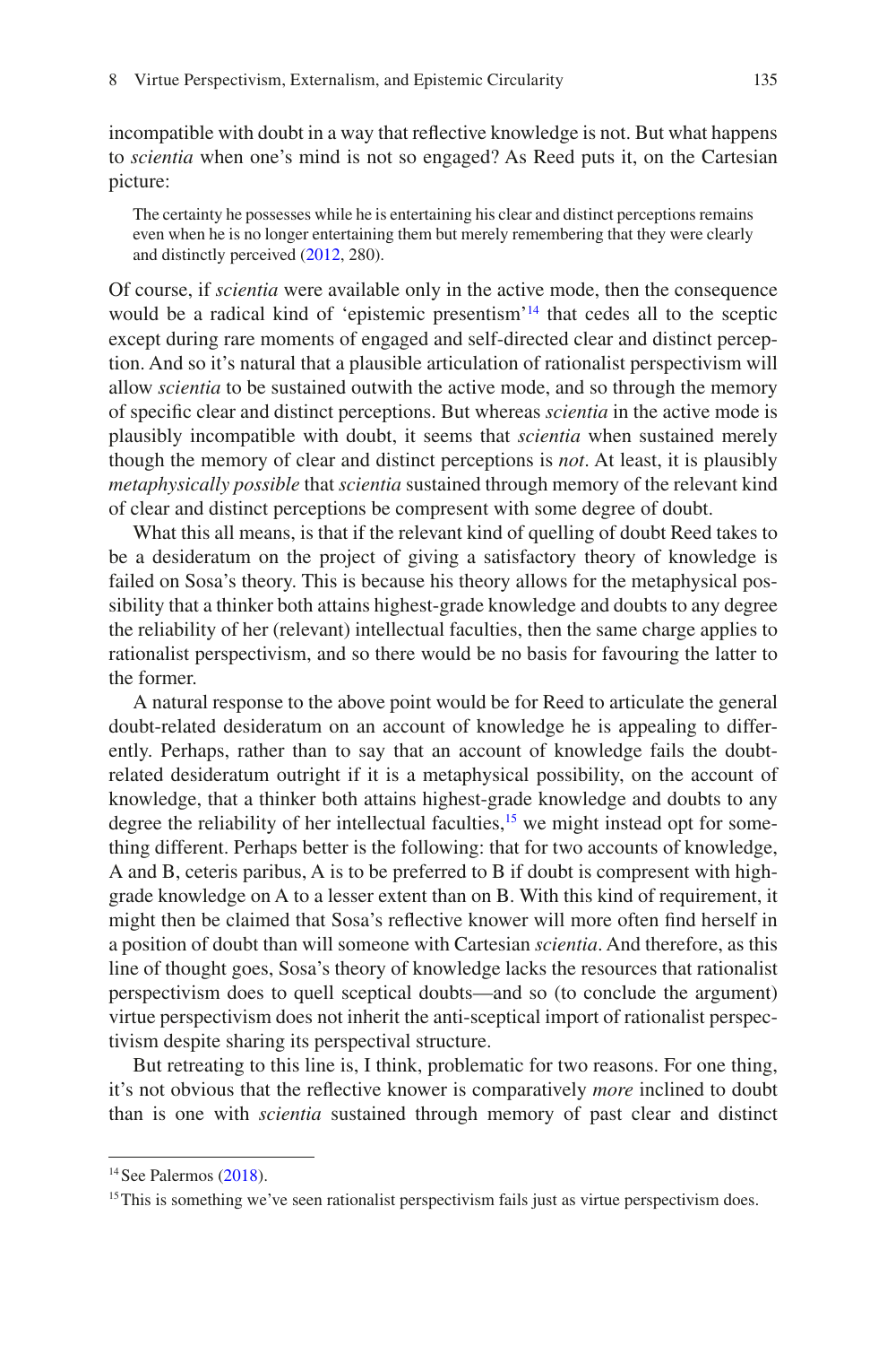incompatible with doubt in a way that reflective knowledge is not. But what happens to *scientia* when one's mind is not so engaged? As Reed puts it, on the Cartesian picture:

> The certainty he possesses while he is entertaining his clear and distinct perceptions remains even when he is no longer entertaining them but merely remembering that they were clearly and distinctly perceived (2012, 280).

Of course, if *scientia* were available only in the active mode, then the consequence would be a radical kind of 'epistemic presentism'[14] that cedes all to the sceptic except during rare moments of engaged and self-directed clear and distinct perception. And so it's natural that a plausible articulation of rationalist perspectivism will allow *scientia* to be sustained outwith the active mode, and so through the memory of specific clear and distinct perceptions. But whereas *scientia* in the active mode is plausibly incompatible with doubt, it seems that *scientia* when sustained merely though the memory of clear and distinct perceptions is *not*. At least, it is plausibly *metaphysically possible* that *scientia* sustained through memory of the relevant kind of clear and distinct perceptions be compresent with some degree of doubt.

What this all means, is that if the relevant kind of quelling of doubt Reed takes to be a desideratum on the project of giving a satisfactory theory of knowledge is failed on Sosa's theory. This is because his theory allows for the metaphysical possibility that a thinker both attains highest-grade knowledge and doubts to any degree the reliability of her (relevant) intellectual faculties, then the same charge applies to rationalist perspectivism, and so there would be no basis for favouring the latter to the former.

A natural response to the above point would be for Reed to articulate the general doubt-related desideratum on an account of knowledge he is appealing to differently. Perhaps, rather than to say that an account of knowledge fails the doubt-related desideratum outright if it is a metaphysical possibility, on the account of knowledge, that a thinker both attains highest-grade knowledge and doubts to any degree the reliability of her intellectual faculties,[15] we might instead opt for something different. Perhaps better is the following: that for two accounts of knowledge, A and B, ceteris paribus, A is to be preferred to B if doubt is compresent with high-grade knowledge on A to a lesser extent than on B. With this kind of requirement, it might then be claimed that Sosa's reflective knower will more often find herself in a position of doubt than will someone with Cartesian *scientia*. And therefore, as this line of thought goes, Sosa's theory of knowledge lacks the resources that rationalist perspectivism does to quell sceptical doubts—and so (to conclude the argument) virtue perspectivism does not inherit the anti-sceptical import of rationalist perspectivism despite sharing its perspectival structure.

But retreating to this line is, I think, problematic for two reasons. For one thing, it's not obvious that the reflective knower is comparatively *more* inclined to doubt than is one with *scientia* sustained through memory of past clear and distinct

---

[14] See Palermos (2018).

[15] This is something we've seen rationalist perspectivism fails just as virtue perspectivism does.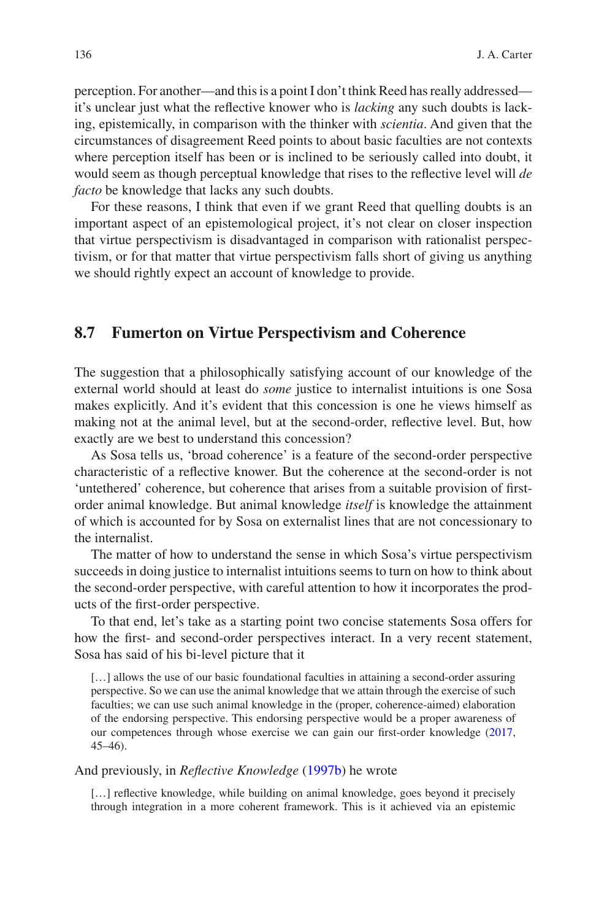perception. For another—and this is a point I don't think Reed has really addressed—it's unclear just what the reflective knower who is *lacking* any such doubts is lacking, epistemically, in comparison with the thinker with *scientia*. And given that the circumstances of disagreement Reed points to about basic faculties are not contexts where perception itself has been or is inclined to be seriously called into doubt, it would seem as though perceptual knowledge that rises to the reflective level will *de facto* be knowledge that lacks any such doubts.

For these reasons, I think that even if we grant Reed that quelling doubts is an important aspect of an epistemological project, it's not clear on closer inspection that virtue perspectivism is disadvantaged in comparison with rationalist perspectivism, or for that matter that virtue perspectivism falls short of giving us anything we should rightly expect an account of knowledge to provide.

## 8.7 Fumerton on Virtue Perspectivism and Coherence

The suggestion that a philosophically satisfying account of our knowledge of the external world should at least do *some* justice to internalist intuitions is one Sosa makes explicitly. And it's evident that this concession is one he views himself as making not at the animal level, but at the second-order, reflective level. But, how exactly are we best to understand this concession?

As Sosa tells us, 'broad coherence' is a feature of the second-order perspective characteristic of a reflective knower. But the coherence at the second-order is not 'untethered' coherence, but coherence that arises from a suitable provision of first-order animal knowledge. But animal knowledge *itself* is knowledge the attainment of which is accounted for by Sosa on externalist lines that are not concessionary to the internalist.

The matter of how to understand the sense in which Sosa's virtue perspectivism succeeds in doing justice to internalist intuitions seems to turn on how to think about the second-order perspective, with careful attention to how it incorporates the products of the first-order perspective.

To that end, let's take as a starting point two concise statements Sosa offers for how the first- and second-order perspectives interact. In a very recent statement, Sosa has said of his bi-level picture that it

> […] allows the use of our basic foundational faculties in attaining a second-order assuring perspective. So we can use the animal knowledge that we attain through the exercise of such faculties; we can use such animal knowledge in the (proper, coherence-aimed) elaboration of the endorsing perspective. This endorsing perspective would be a proper awareness of our competences through whose exercise we can gain our first-order knowledge (2017, 45–46).

And previously, in *Reflective Knowledge* (1997b) he wrote

> […] reflective knowledge, while building on animal knowledge, goes beyond it precisely through integration in a more coherent framework. This is it achieved via an epistemic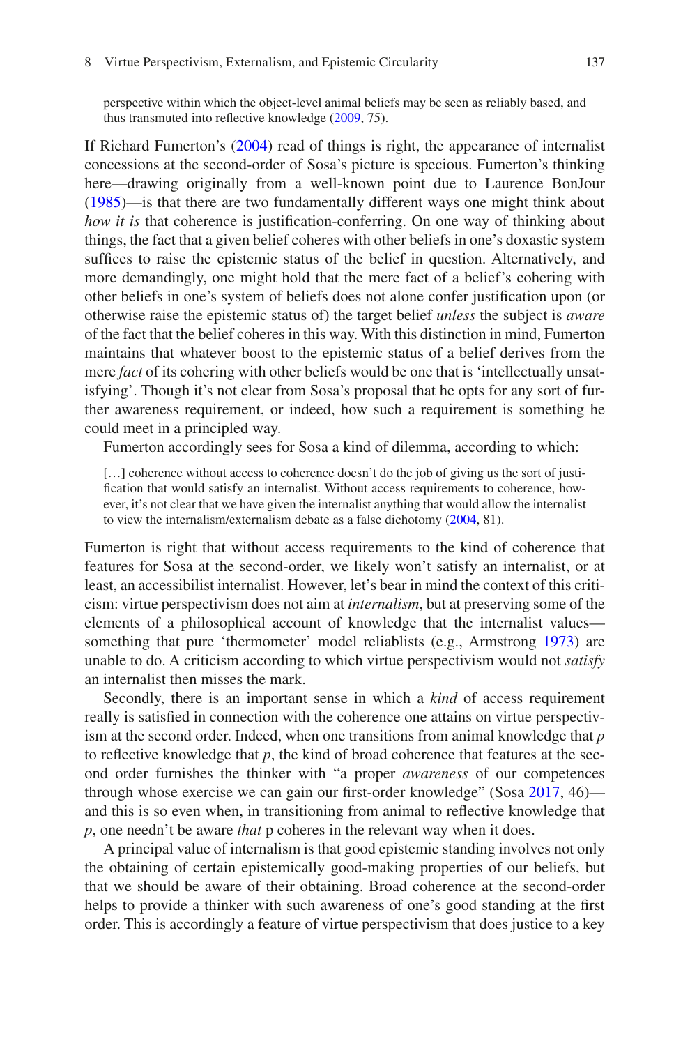> perspective within which the object-level animal beliefs may be seen as reliably based, and thus transmuted into reflective knowledge (2009, 75).

If Richard Fumerton's (2004) read of things is right, the appearance of internalist concessions at the second-order of Sosa's picture is specious. Fumerton's thinking here—drawing originally from a well-known point due to Laurence BonJour (1985)—is that there are two fundamentally different ways one might think about *how it is* that coherence is justification-conferring. On one way of thinking about things, the fact that a given belief coheres with other beliefs in one's doxastic system suffices to raise the epistemic status of the belief in question. Alternatively, and more demandingly, one might hold that the mere fact of a belief's cohering with other beliefs in one's system of beliefs does not alone confer justification upon (or otherwise raise the epistemic status of) the target belief *unless* the subject is *aware* of the fact that the belief coheres in this way. With this distinction in mind, Fumerton maintains that whatever boost to the epistemic status of a belief derives from the mere *fact* of its cohering with other beliefs would be one that is 'intellectually unsatisfying'. Though it's not clear from Sosa's proposal that he opts for any sort of further awareness requirement, or indeed, how such a requirement is something he could meet in a principled way.

Fumerton accordingly sees for Sosa a kind of dilemma, according to which:

> […] coherence without access to coherence doesn't do the job of giving us the sort of justification that would satisfy an internalist. Without access requirements to coherence, however, it's not clear that we have given the internalist anything that would allow the internalist to view the internalism/externalism debate as a false dichotomy (2004, 81).

Fumerton is right that without access requirements to the kind of coherence that features for Sosa at the second-order, we likely won't satisfy an internalist, or at least, an accessibilist internalist. However, let's bear in mind the context of this criticism: virtue perspectivism does not aim at *internalism*, but at preserving some of the elements of a philosophical account of knowledge that the internalist values—something that pure 'thermometer' model reliablists (e.g., Armstrong 1973) are unable to do. A criticism according to which virtue perspectivism would not *satisfy* an internalist then misses the mark.

Secondly, there is an important sense in which a *kind* of access requirement really is satisfied in connection with the coherence one attains on virtue perspectivism at the second order. Indeed, when one transitions from animal knowledge that *p* to reflective knowledge that *p*, the kind of broad coherence that features at the second order furnishes the thinker with "a proper *awareness* of our competences through whose exercise we can gain our first-order knowledge" (Sosa 2017, 46)—and this is so even when, in transitioning from animal to reflective knowledge that *p*, one needn't be aware *that* p coheres in the relevant way when it does.

A principal value of internalism is that good epistemic standing involves not only the obtaining of certain epistemically good-making properties of our beliefs, but that we should be aware of their obtaining. Broad coherence at the second-order helps to provide a thinker with such awareness of one's good standing at the first order. This is accordingly a feature of virtue perspectivism that does justice to a key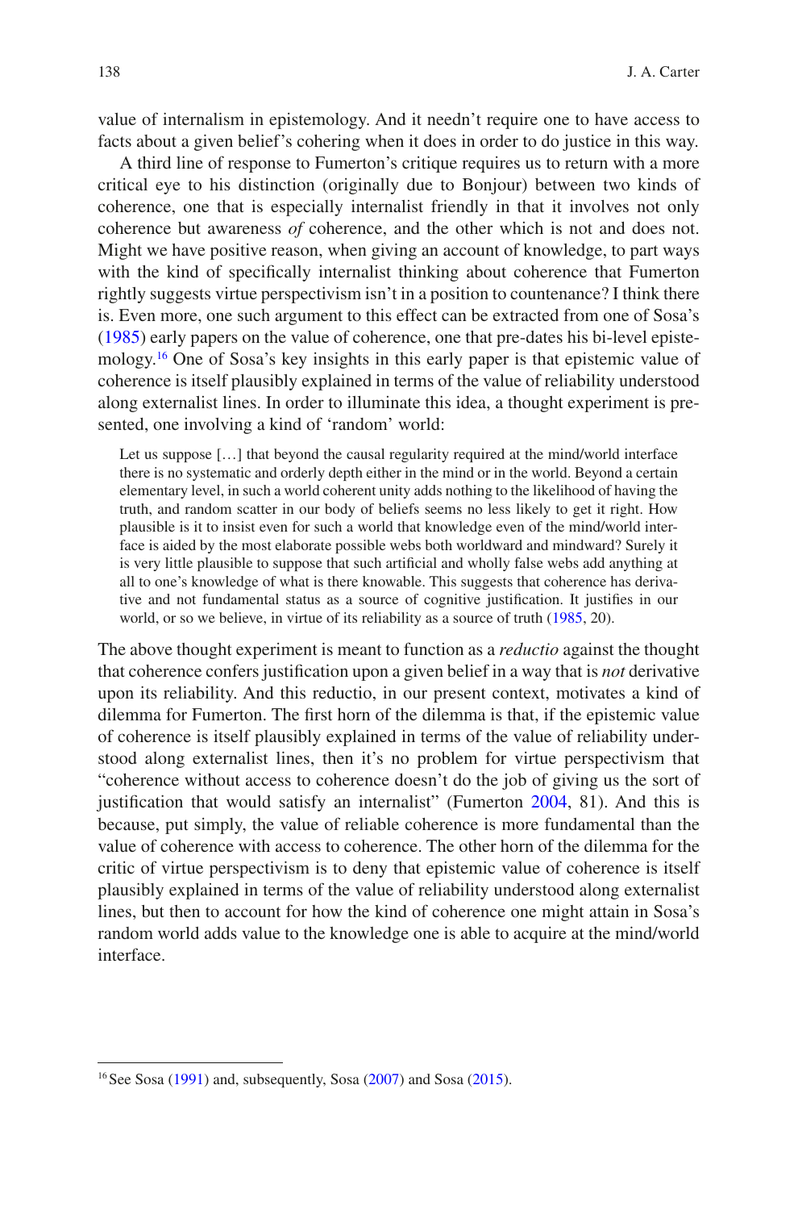value of internalism in epistemology. And it needn't require one to have access to facts about a given belief's cohering when it does in order to do justice in this way.

A third line of response to Fumerton's critique requires us to return with a more critical eye to his distinction (originally due to Bonjour) between two kinds of coherence, one that is especially internalist friendly in that it involves not only coherence but awareness *of* coherence, and the other which is not and does not. Might we have positive reason, when giving an account of knowledge, to part ways with the kind of specifically internalist thinking about coherence that Fumerton rightly suggests virtue perspectivism isn't in a position to countenance? I think there is. Even more, one such argument to this effect can be extracted from one of Sosa's (1985) early papers on the value of coherence, one that pre-dates his bi-level epistemology.[16] One of Sosa's key insights in this early paper is that epistemic value of coherence is itself plausibly explained in terms of the value of reliability understood along externalist lines. In order to illuminate this idea, a thought experiment is presented, one involving a kind of 'random' world:

> Let us suppose […] that beyond the causal regularity required at the mind/world interface there is no systematic and orderly depth either in the mind or in the world. Beyond a certain elementary level, in such a world coherent unity adds nothing to the likelihood of having the truth, and random scatter in our body of beliefs seems no less likely to get it right. How plausible is it to insist even for such a world that knowledge even of the mind/world interface is aided by the most elaborate possible webs both worldward and mindward? Surely it is very little plausible to suppose that such artificial and wholly false webs add anything at all to one's knowledge of what is there knowable. This suggests that coherence has derivative and not fundamental status as a source of cognitive justification. It justifies in our world, or so we believe, in virtue of its reliability as a source of truth (1985, 20).

The above thought experiment is meant to function as a *reductio* against the thought that coherence confers justification upon a given belief in a way that is *not* derivative upon its reliability. And this reductio, in our present context, motivates a kind of dilemma for Fumerton. The first horn of the dilemma is that, if the epistemic value of coherence is itself plausibly explained in terms of the value of reliability understood along externalist lines, then it's no problem for virtue perspectivism that "coherence without access to coherence doesn't do the job of giving us the sort of justification that would satisfy an internalist" (Fumerton 2004, 81). And this is because, put simply, the value of reliable coherence is more fundamental than the value of coherence with access to coherence. The other horn of the dilemma for the critic of virtue perspectivism is to deny that epistemic value of coherence is itself plausibly explained in terms of the value of reliability understood along externalist lines, but then to account for how the kind of coherence one might attain in Sosa's random world adds value to the knowledge one is able to acquire at the mind/world interface.

[16] See Sosa (1991) and, subsequently, Sosa (2007) and Sosa (2015).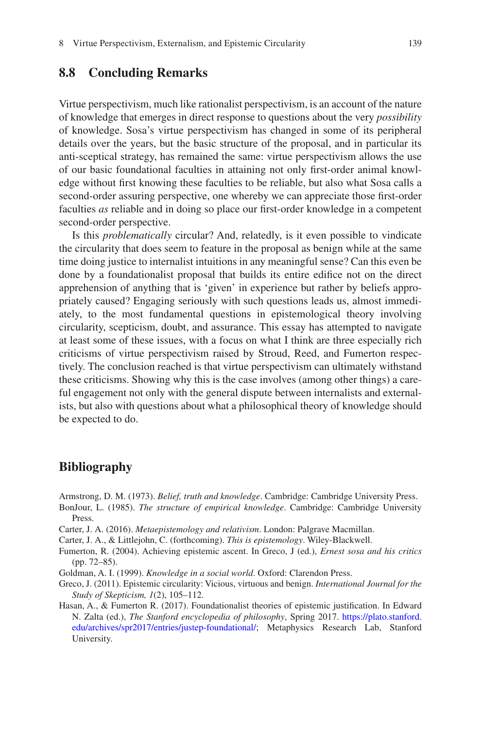## 8.8 Concluding Remarks

Virtue perspectivism, much like rationalist perspectivism, is an account of the nature of knowledge that emerges in direct response to questions about the very *possibility* of knowledge. Sosa's virtue perspectivism has changed in some of its peripheral details over the years, but the basic structure of the proposal, and in particular its anti-sceptical strategy, has remained the same: virtue perspectivism allows the use of our basic foundational faculties in attaining not only first-order animal knowledge without first knowing these faculties to be reliable, but also what Sosa calls a second-order assuring perspective, one whereby we can appreciate those first-order faculties *as* reliable and in doing so place our first-order knowledge in a competent second-order perspective.

Is this *problematically* circular? And, relatedly, is it even possible to vindicate the circularity that does seem to feature in the proposal as benign while at the same time doing justice to internalist intuitions in any meaningful sense? Can this even be done by a foundationalist proposal that builds its entire edifice not on the direct apprehension of anything that is 'given' in experience but rather by beliefs appropriately caused? Engaging seriously with such questions leads us, almost immediately, to the most fundamental questions in epistemological theory involving circularity, scepticism, doubt, and assurance. This essay has attempted to navigate at least some of these issues, with a focus on what I think are three especially rich criticisms of virtue perspectivism raised by Stroud, Reed, and Fumerton respectively. The conclusion reached is that virtue perspectivism can ultimately withstand these criticisms. Showing why this is the case involves (among other things) a careful engagement not only with the general dispute between internalists and externalists, but also with questions about what a philosophical theory of knowledge should be expected to do.

## Bibliography

Armstrong, D. M. (1973). *Belief, truth and knowledge*. Cambridge: Cambridge University Press.

BonJour, L. (1985). *The structure of empirical knowledge*. Cambridge: Cambridge University Press.

Carter, J. A. (2016). *Metaepistemology and relativism*. London: Palgrave Macmillan.

Carter, J. A., & Littlejohn, C. (forthcoming). *This is epistemology*. Wiley-Blackwell.

Fumerton, R. (2004). Achieving epistemic ascent. In Greco, J (ed.), *Ernest sosa and his critics* (pp. 72–85).

Goldman, A. I. (1999). *Knowledge in a social world*. Oxford: Clarendon Press.

Greco, J. (2011). Epistemic circularity: Vicious, virtuous and benign. *International Journal for the Study of Skepticism, 1*(2), 105–112.

Hasan, A., & Fumerton R. (2017). Foundationalist theories of epistemic justification. In Edward N. Zalta (ed.), *The Stanford encyclopedia of philosophy*, Spring 2017. https://plato.stanford.edu/archives/spr2017/entries/justep-foundational/; Metaphysics Research Lab, Stanford University.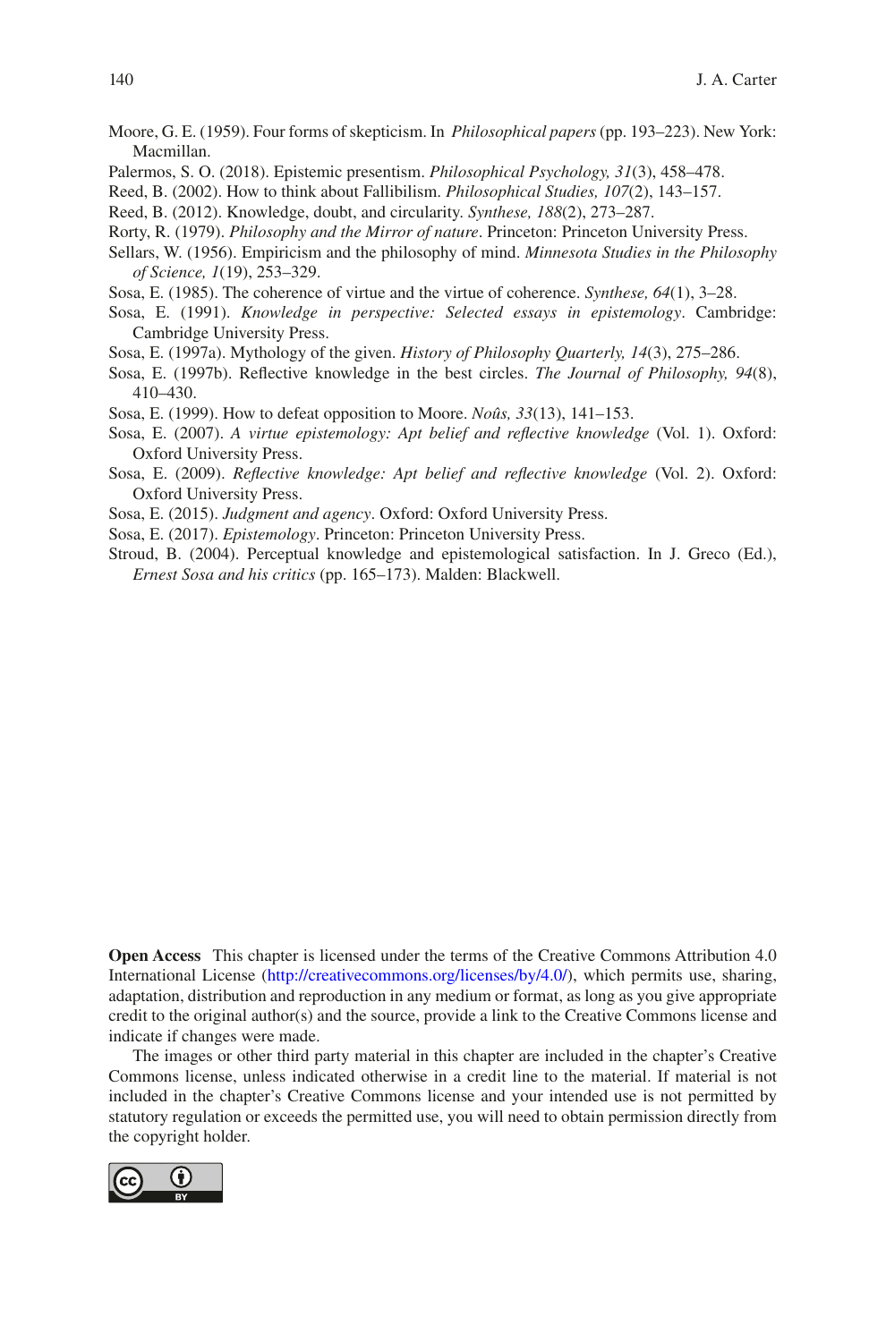Moore, G. E. (1959). Four forms of skepticism. In *Philosophical papers* (pp. 193–223). New York: Macmillan.

Palermos, S. O. (2018). Epistemic presentism. *Philosophical Psychology, 31*(3), 458–478.

Reed, B. (2002). How to think about Fallibilism. *Philosophical Studies, 107*(2), 143–157.

Reed, B. (2012). Knowledge, doubt, and circularity. *Synthese, 188*(2), 273–287.

Rorty, R. (1979). *Philosophy and the Mirror of nature*. Princeton: Princeton University Press.

Sellars, W. (1956). Empiricism and the philosophy of mind. *Minnesota Studies in the Philosophy of Science, 1*(19), 253–329.

Sosa, E. (1985). The coherence of virtue and the virtue of coherence. *Synthese, 64*(1), 3–28.

Sosa, E. (1991). *Knowledge in perspective: Selected essays in epistemology*. Cambridge: Cambridge University Press.

Sosa, E. (1997a). Mythology of the given. *History of Philosophy Quarterly, 14*(3), 275–286.

Sosa, E. (1997b). Reflective knowledge in the best circles. *The Journal of Philosophy, 94*(8), 410–430.

Sosa, E. (1999). How to defeat opposition to Moore. *Noûs, 33*(13), 141–153.

Sosa, E. (2007). *A virtue epistemology: Apt belief and reflective knowledge* (Vol. 1). Oxford: Oxford University Press.

Sosa, E. (2009). *Reflective knowledge: Apt belief and reflective knowledge* (Vol. 2). Oxford: Oxford University Press.

Sosa, E. (2015). *Judgment and agency*. Oxford: Oxford University Press.

Sosa, E. (2017). *Epistemology*. Princeton: Princeton University Press.

Stroud, B. (2004). Perceptual knowledge and epistemological satisfaction. In J. Greco (Ed.), *Ernest Sosa and his critics* (pp. 165–173). Malden: Blackwell.

**Open Access** This chapter is licensed under the terms of the Creative Commons Attribution 4.0 International License (http://creativecommons.org/licenses/by/4.0/), which permits use, sharing, adaptation, distribution and reproduction in any medium or format, as long as you give appropriate credit to the original author(s) and the source, provide a link to the Creative Commons license and indicate if changes were made.

The images or other third party material in this chapter are included in the chapter's Creative Commons license, unless indicated otherwise in a credit line to the material. If material is not included in the chapter's Creative Commons license and your intended use is not permitted by statutory regulation or exceeds the permitted use, you will need to obtain permission directly from the copyright holder.